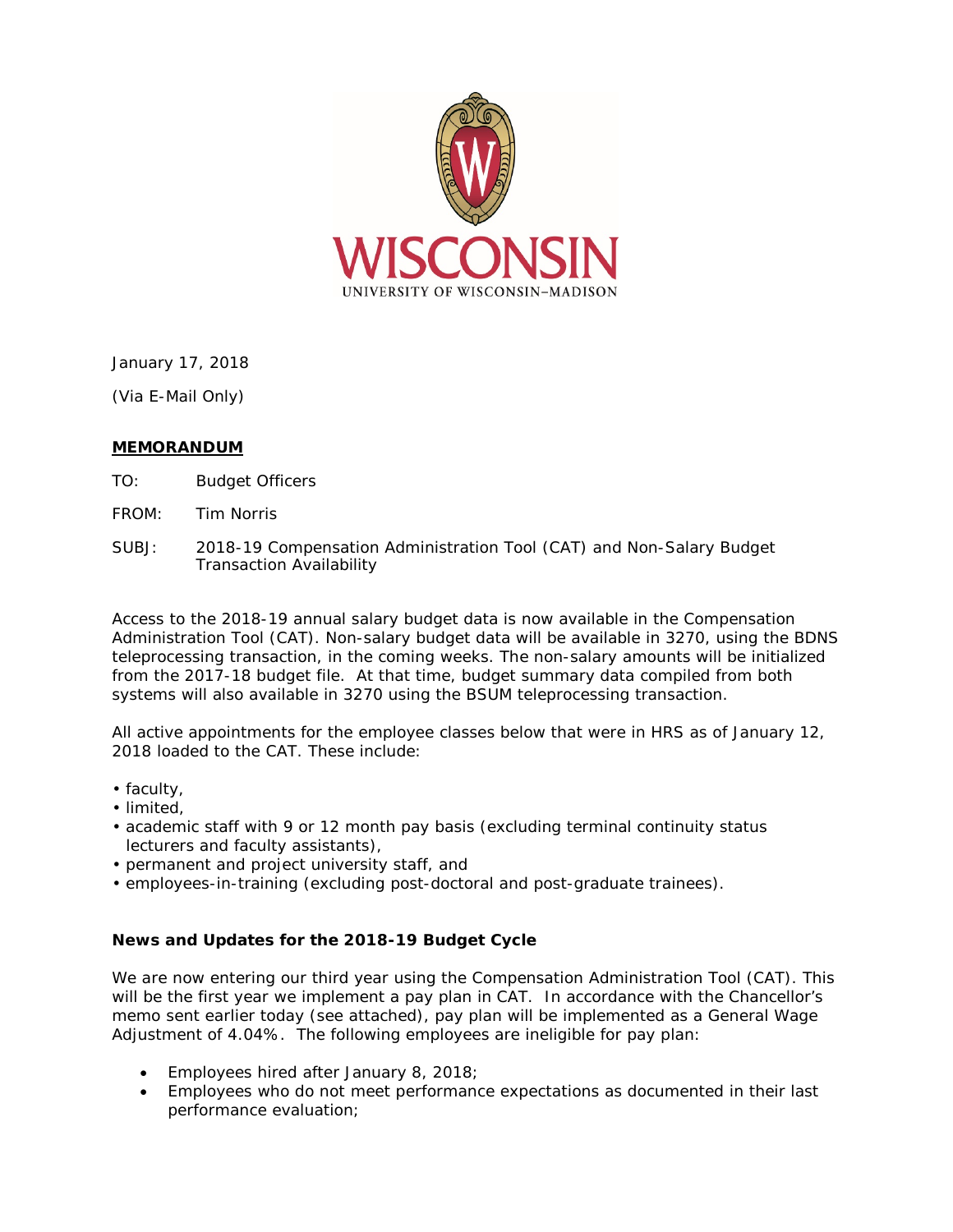January 17, 2018

(Via E-Mail Only)

**MEMORANDUM**

TO: Budget Officers

FROM: Tim Norris

SUBJ: 2018-19 Compensation Administration Tool (CAT) and Non-Salary Budget Transaction Availability

Access to the 2018-19 annual salary budget data is now available in the Compensation Administration Tool (CAT). Non-salary budget data will be available in 3270, using the BDNS teleprocessing transaction, in the coming weeks. The non-salary amounts will be initialized from the 2017-18 budget file. At that time, budget summary data compiled from both systems will also available in 3270 using the BSUM teleprocessing transaction.

All active appointments for the employee classes below that were in HRS as of January 12, 2018 loaded to the CAT. These include:

- faculty,
- limited,
- academic staff with 9 or 12 month pay basis (excluding terminal continuity status lecturers and faculty assistants),
- permanent and project university staff, and
- employees-in-training (excluding post-doctoral and post-graduate trainees).

**News and Updates for the 2018-19 Budget Cycle**

We are now entering our third year using the Compensation Administration Tool (CAT). This will be the first year we implement a pay plan in CAT. In accordance with the Chancellor's memo sent earlier today (see attached), pay plan will be implemented as a General Wage Adjustment of 4.04%. The following employees are ineligible for pay plan:

- Employees hired after January 8, 2018;
- Employees who do not meet performance expectations as documented in their last performance evaluation;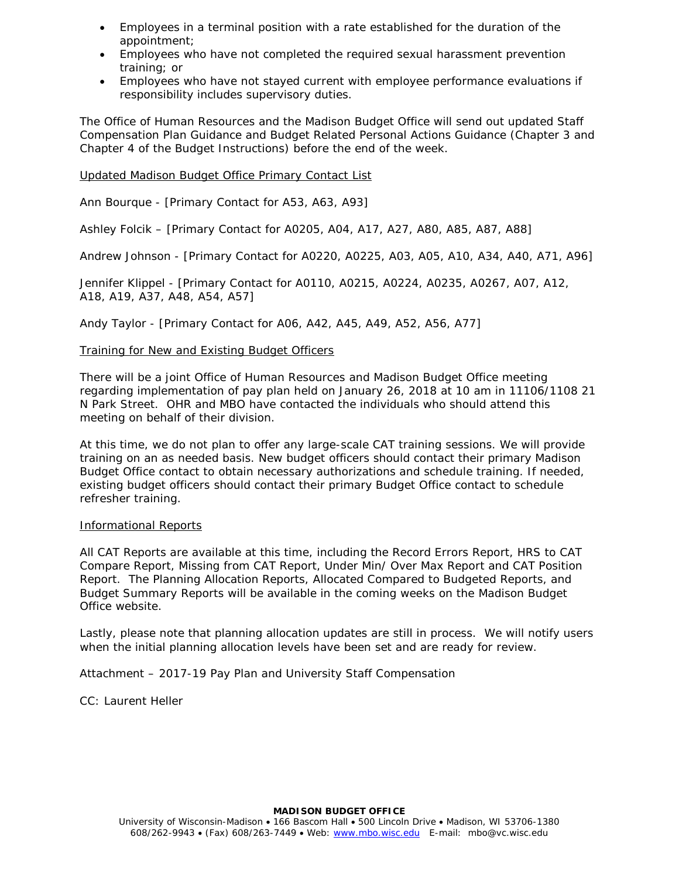- Employees in a terminal position with a rate established for the duration of the appointment;
- Employees who have not completed the required sexual harassment prevention training; or
- Employees who have not stayed current with employee performance evaluations if responsibility includes supervisory duties.

The Office of Human Resources and the Madison Budget Office will send out updated Staff Compensation Plan Guidance and Budget Related Personal Actions Guidance (Chapter 3 and Chapter 4 of the Budget Instructions) before the end of the week.

Updated Madison Budget Office Primary Contact List

Ann Bourque - [Primary Contact for A53, A63, A93]

Ashley Folcik – [Primary Contact for A0205, A04, A17, A27, A80, A85, A87, A88]

Andrew Johnson - [Primary Contact for A0220, A0225, A03, A05, A10, A34, A40, A71, A96]

Jennifer Klippel - [Primary Contact for A0110, A0215, A0224, A0235, A0267, A07, A12, A18, A19, A37, A48, A54, A57]

Andy Taylor - [Primary Contact for A06, A42, A45, A49, A52, A56, A77]

Training for New and Existing Budget Officers

There will be a joint Office of Human Resources and Madison Budget Office meeting regarding implementation of pay plan held on January 26, 2018 at 10 am in 11106/1108 21 N Park Street. OHR and MBO have contacted the individuals who should attend this meeting on behalf of their division.

At this time, we do not plan to offer any large-scale CAT training sessions. We will provide training on an as needed basis. New budget officers should contact their primary Madison Budget Office contact to obtain necessary authorizations and schedule training. If needed, existing budget officers should contact their primary Budget Office contact to schedule refresher training.

Informational Reports

All CAT Reports are available at this time, including the Record Errors Report, HRS to CAT Compare Report, Missing from CAT Report, Under Min/ Over Max Report and CAT Position Report. The Planning Allocation Reports, Allocated Compared to Budgeted Reports, and Budget Summary Reports will be available in the coming weeks on the Madison Budget Office website.

Lastly, please note that planning allocation updates are still in process. We will notify users when the initial planning allocation levels have been set and are ready for review.

Attachment – 2017-19 Pay Plan and University Staff Compensation

CC: Laurent Heller

**MADISON BUDGET OFFICE**
University of Wisconsin-Madison • 166 Bascom Hall • 500 Lincoln Drive • Madison, WI 53706-1380
608/262-9943 • (Fax) 608/263-7449 • Web: www.mbo.wisc.edu E-mail: mbo@vc.wisc.edu